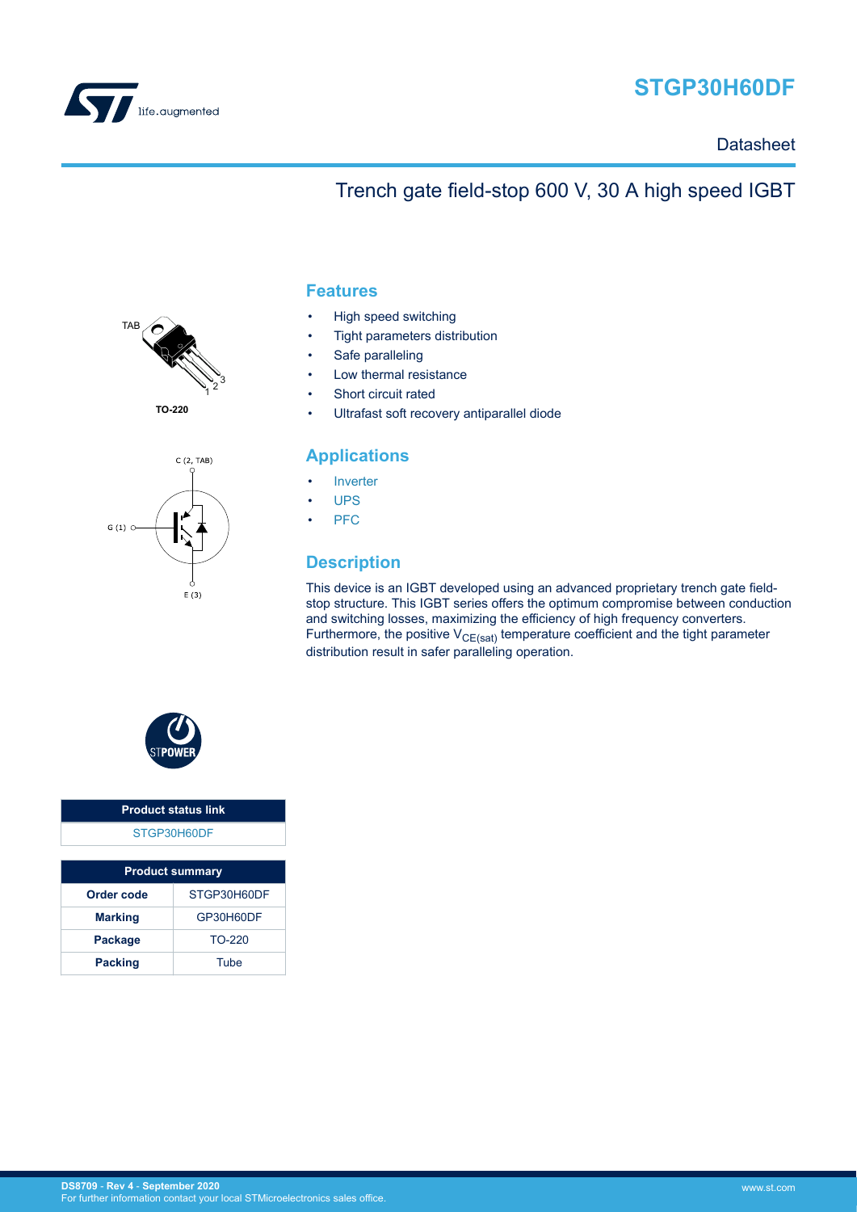# STGP30H60DF

Datasheet

## Trench gate field-stop 600 V, 30 A high speed IGBT

TO-220

### Features

- High speed switching
- Tight parameters distribution
- Safe paralleling
- Low thermal resistance
- Short circuit rated
- Ultrafast soft recovery antiparallel diode

### Applications

- Inverter
- UPS
- PFC

### Description

This device is an IGBT developed using an advanced proprietary trench gate field-stop structure. This IGBT series offers the optimum compromise between conduction and switching losses, maximizing the efficiency of high frequency converters. Furthermore, the positive $V_{CE(sat)}$ temperature coefficient and the tight parameter distribution result in safer paralleling operation.

| Product status link |
| --- |
| STGP30H60DF |

| Product summary | |
| --- | --- |
| **Order code** | STGP30H60DF |
| **Marking** | GP30H60DF |
| **Package** | TO-220 |
| **Packing** | Tube |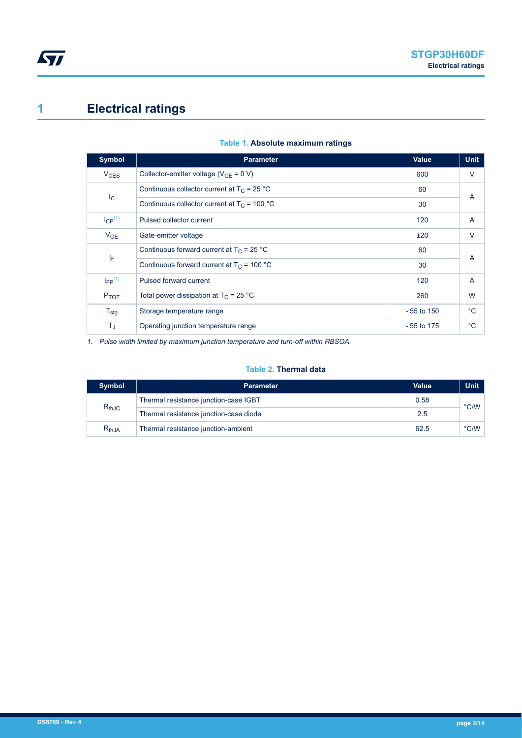# 1 Electrical ratings

**Table 1. Absolute maximum ratings**

| Symbol | Parameter | Value | Unit |
|---|---|---|---|
| $V_{CES}$ | Collector-emitter voltage ($V_{GE}$ = 0 V) | 600 | V |
| $I_C$ | Continuous collector current at $T_C$ = 25 °C | 60 | A |
| | Continuous collector current at $T_C$ = 100 °C | 30 | |
| $I_{CP}$ [(1)] | Pulsed collector current | 120 | A |
| $V_{GE}$ | Gate-emitter voltage | ±20 | V |
| $I_F$ | Continuous forward current at $T_C$ = 25 °C | 60 | A |
| | Continuous forward current at $T_C$ = 100 °C | 30 | |
| $I_{FP}$ [(1)] | Pulsed forward current | 120 | A |
| $P_{TOT}$ | Total power dissipation at $T_C$ = 25 °C | 260 | W |
| $T_{stg}$ | Storage temperature range | - 55 to 150 | °C |
| $T_J$ | Operating junction temperature range | - 55 to 175 | °C |

*1. Pulse width limited by maximum junction temperature and turn-off within RBSOA.*

**Table 2. Thermal data**

| Symbol | Parameter | Value | Unit |
|---|---|---|---|
| $R_{thJC}$ | Thermal resistance junction-case IGBT | 0.58 | °C/W |
| | Thermal resistance junction-case diode | 2.5 | |
| $R_{thJA}$ | Thermal resistance junction-ambient | 62.5 | °C/W |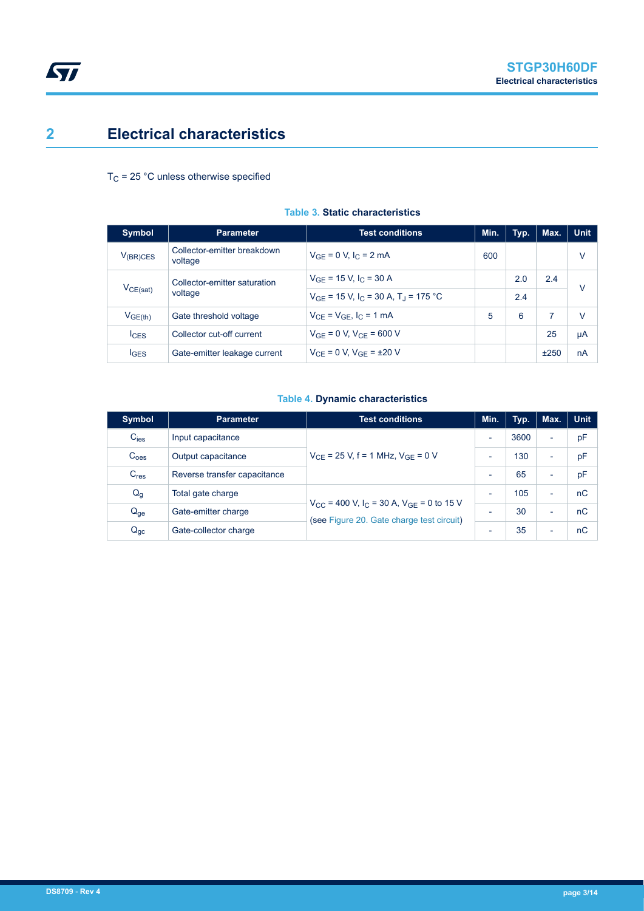# 2 Electrical characteristics

$T_C$ = 25 °C unless otherwise specified

**Table 3. Static characteristics**

| Symbol | Parameter | Test conditions | Min. | Typ. | Max. | Unit |
|---|---|---|---|---|---|---|
| $V_{(BR)CES}$ | Collector-emitter breakdown voltage | $V_{GE}$ = 0 V, $I_C$ = 2 mA | 600 | | | V |
| $V_{CE(sat)}$ | Collector-emitter saturation voltage | $V_{GE}$ = 15 V, $I_C$ = 30 A | | 2.0 | 2.4 | V |
| | | $V_{GE}$ = 15 V, $I_C$ = 30 A, $T_J$ = 175 °C | | 2.4 | | |
| $V_{GE(th)}$ | Gate threshold voltage | $V_{CE}$ = $V_{GE}$, $I_C$ = 1 mA | 5 | 6 | 7 | V |
| $I_{CES}$ | Collector cut-off current | $V_{GE}$ = 0 V, $V_{CE}$ = 600 V | | | 25 | µA |
| $I_{GES}$ | Gate-emitter leakage current | $V_{CE}$ = 0 V, $V_{GE}$ = ±20 V | | | ±250 | nA |

**Table 4. Dynamic characteristics**

| Symbol | Parameter | Test conditions | Min. | Typ. | Max. | Unit |
|---|---|---|---|---|---|---|
| $C_{ies}$ | Input capacitance | $V_{CE}$ = 25 V, f = 1 MHz, $V_{GE}$ = 0 V | - | 3600 | - | pF |
| $C_{oes}$ | Output capacitance | | - | 130 | - | pF |
| $C_{res}$ | Reverse transfer capacitance | | - | 65 | - | pF |
| $Q_g$ | Total gate charge | $V_{CC}$ = 400 V, $I_C$ = 30 A, $V_{GE}$ = 0 to 15 V (see Figure 20. Gate charge test circuit) | - | 105 | - | nC |
| $Q_{ge}$ | Gate-emitter charge | | - | 30 | - | nC |
| $Q_{gc}$ | Gate-collector charge | | - | 35 | - | nC |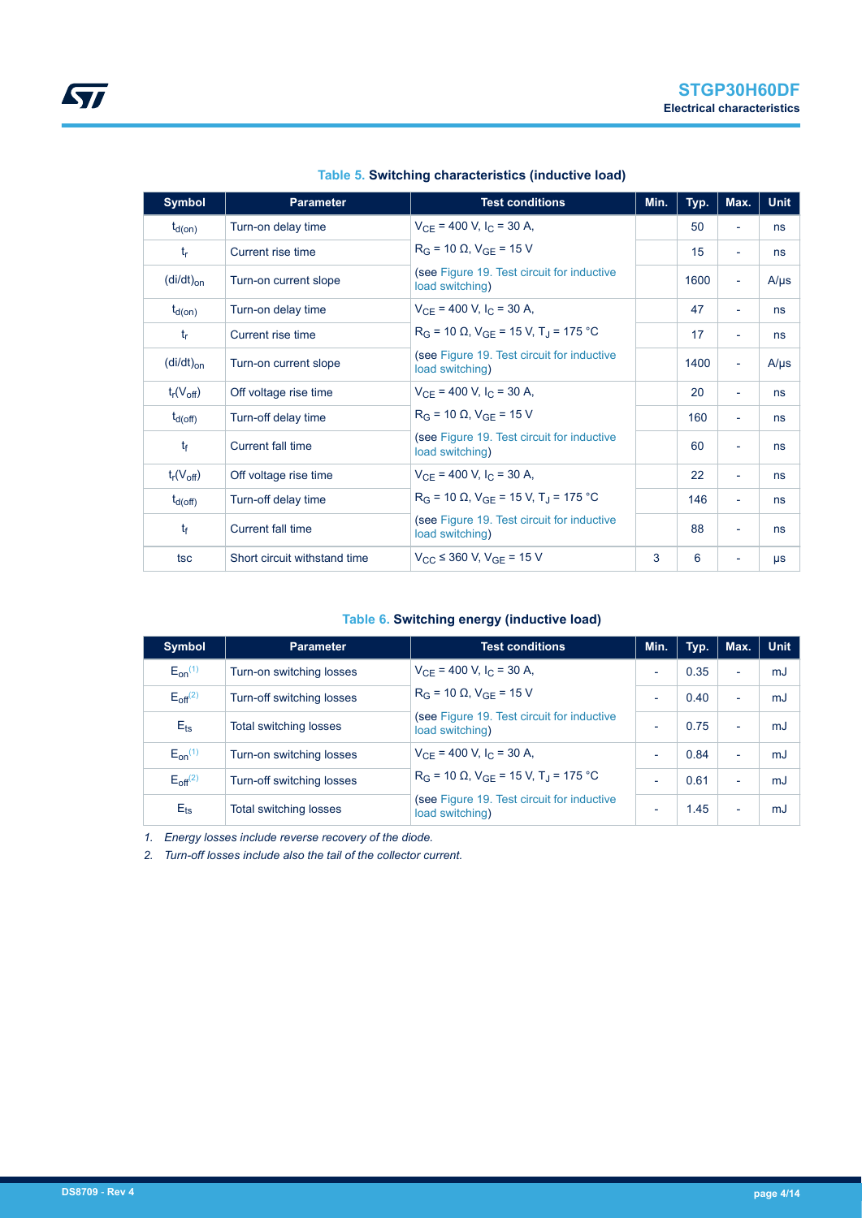**Table 5. Switching characteristics (inductive load)**

| Symbol | Parameter | Test conditions | Min. | Typ. | Max. | Unit |
|---|---|---|---|---|---|---|
| $t_{d(on)}$ | Turn-on delay time | $V_{CE}$ = 400 V, $I_C$ = 30 A, |  | 50 | - | ns |
| $t_r$ | Current rise time | $R_G$ = 10 Ω, $V_{GE}$ = 15 V |  | 15 | - | ns |
| $(di/dt)_{on}$ | Turn-on current slope | (see Figure 19. Test circuit for inductive load switching) |  | 1600 | - | A/μs |
| $t_{d(on)}$ | Turn-on delay time | $V_{CE}$ = 400 V, $I_C$ = 30 A, |  | 47 | - | ns |
| $t_r$ | Current rise time | $R_G$ = 10 Ω, $V_{GE}$ = 15 V, $T_J$ = 175 °C |  | 17 | - | ns |
| $(di/dt)_{on}$ | Turn-on current slope | (see Figure 19. Test circuit for inductive load switching) |  | 1400 | - | A/μs |
| $t_r(V_{off})$ | Off voltage rise time | $V_{CE}$ = 400 V, $I_C$ = 30 A, |  | 20 | - | ns |
| $t_{d(off)}$ | Turn-off delay time | $R_G$ = 10 Ω, $V_{GE}$ = 15 V |  | 160 | - | ns |
| $t_f$ | Current fall time | (see Figure 19. Test circuit for inductive load switching) |  | 60 | - | ns |
| $t_r(V_{off})$ | Off voltage rise time | $V_{CE}$ = 400 V, $I_C$ = 30 A, |  | 22 | - | ns |
| $t_{d(off)}$ | Turn-off delay time | $R_G$ = 10 Ω, $V_{GE}$ = 15 V, $T_J$ = 175 °C |  | 146 | - | ns |
| $t_f$ | Current fall time | (see Figure 19. Test circuit for inductive load switching) |  | 88 | - | ns |
| tsc | Short circuit withstand time | $V_{CC}$ ≤ 360 V, $V_{GE}$ = 15 V | 3 | 6 | - | μs |

**Table 6. Switching energy (inductive load)**

| Symbol | Parameter | Test conditions | Min. | Typ. | Max. | Unit |
|---|---|---|---|---|---|---|
| $E_{on}$ (1) | Turn-on switching losses | $V_{CE}$ = 400 V, $I_C$ = 30 A, | - | 0.35 | - | mJ |
| $E_{off}$ (2) | Turn-off switching losses | $R_G$ = 10 Ω, $V_{GE}$ = 15 V | - | 0.40 | - | mJ |
| $E_{ts}$ | Total switching losses | (see Figure 19. Test circuit for inductive load switching) | - | 0.75 | - | mJ |
| $E_{on}$ (1) | Turn-on switching losses | $V_{CE}$ = 400 V, $I_C$ = 30 A, | - | 0.84 | - | mJ |
| $E_{off}$ (2) | Turn-off switching losses | $R_G$ = 10 Ω, $V_{GE}$ = 15 V, $T_J$ = 175 °C | - | 0.61 | - | mJ |
| $E_{ts}$ | Total switching losses | (see Figure 19. Test circuit for inductive load switching) | - | 1.45 | - | mJ |

1. *Energy losses include reverse recovery of the diode.*
2. *Turn-off losses include also the tail of the collector current.*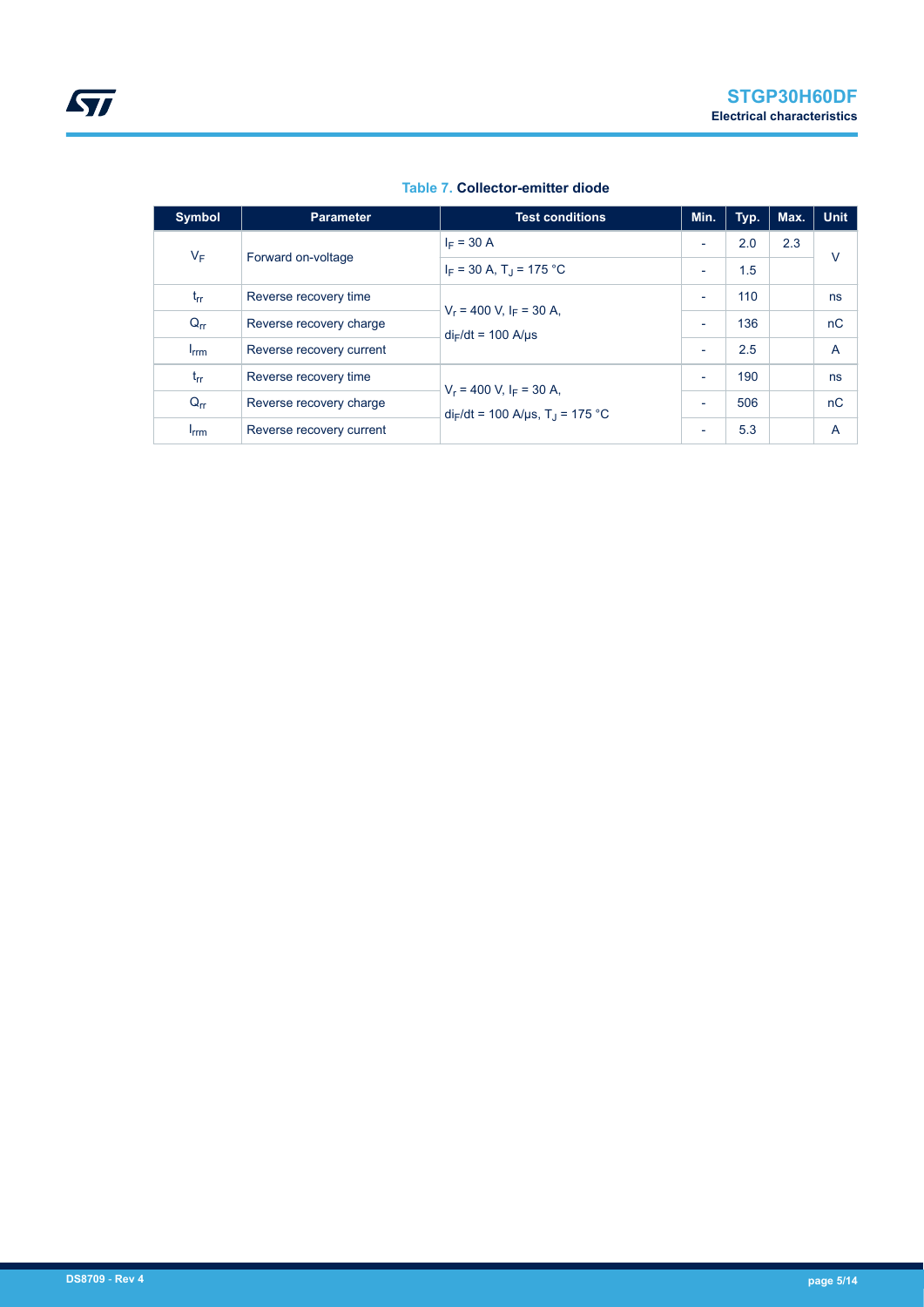**Table 7. Collector-emitter diode**

| Symbol | Parameter | Test conditions | Min. | Typ. | Max. | Unit |
| --- | --- | --- | --- | --- | --- | --- |
| $V_F$ | Forward on-voltage | $I_F$ = 30 A | - | 2.0 | 2.3 | V |
| | | $I_F$ = 30 A, $T_J$ = 175 °C | - | 1.5 | | |
| $t_{rr}$ | Reverse recovery time | $V_r$ = 400 V, $I_F$ = 30 A, $di_F/dt$ = 100 A/µs | - | 110 | | ns |
| $Q_{rr}$ | Reverse recovery charge | | - | 136 | | nC |
| $I_{rrm}$ | Reverse recovery current | | - | 2.5 | | A |
| $t_{rr}$ | Reverse recovery time | $V_r$ = 400 V, $I_F$ = 30 A, $di_F/dt$ = 100 A/µs, $T_J$ = 175 °C | - | 190 | | ns |
| $Q_{rr}$ | Reverse recovery charge | | - | 506 | | nC |
| $I_{rrm}$ | Reverse recovery current | | - | 5.3 | | A |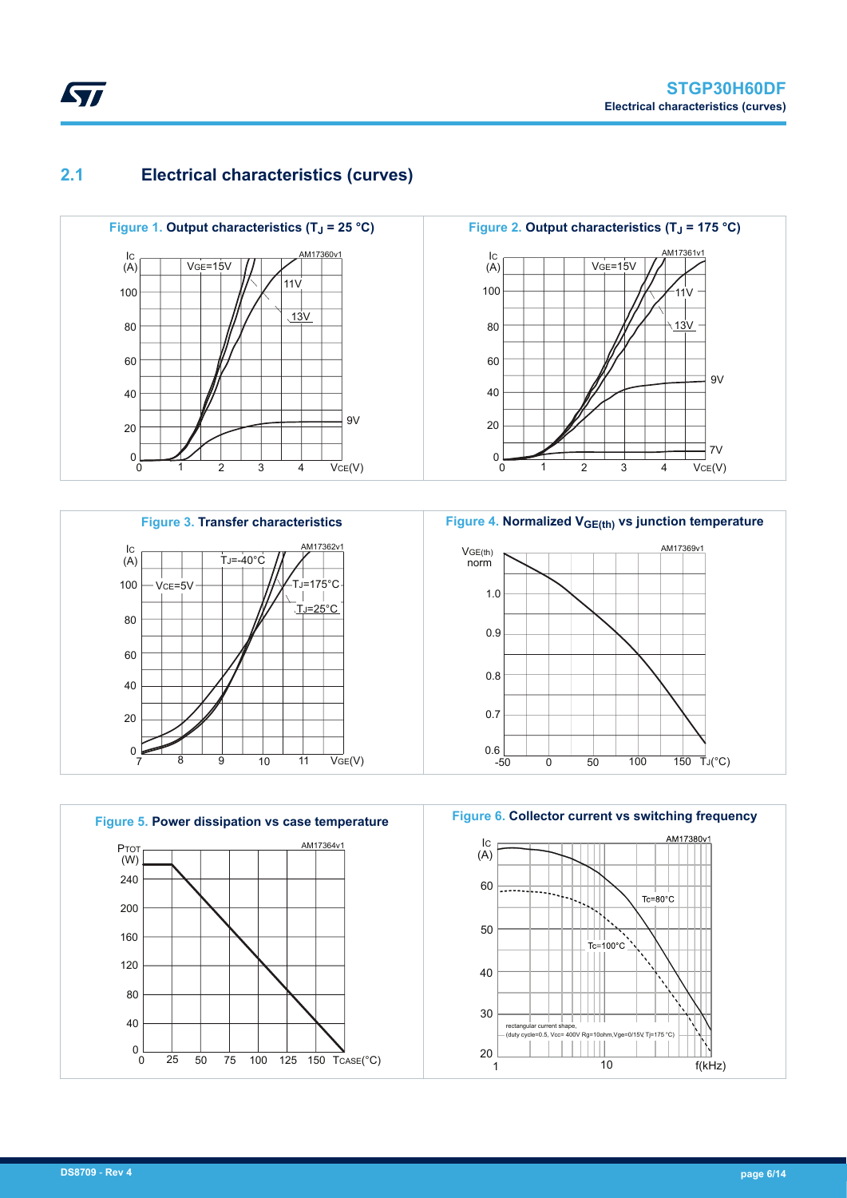## 2.1 Electrical characteristics (curves)

**Figure 1.** Output characteristics ($T_J$ = 25 °C)

**Figure 2.** Output characteristics ($T_J$ = 175 °C)

**Figure 3.** Transfer characteristics

**Figure 4.** Normalized $V_{GE(th)}$ vs junction temperature

**Figure 5.** Power dissipation vs case temperature

**Figure 6.** Collector current vs switching frequency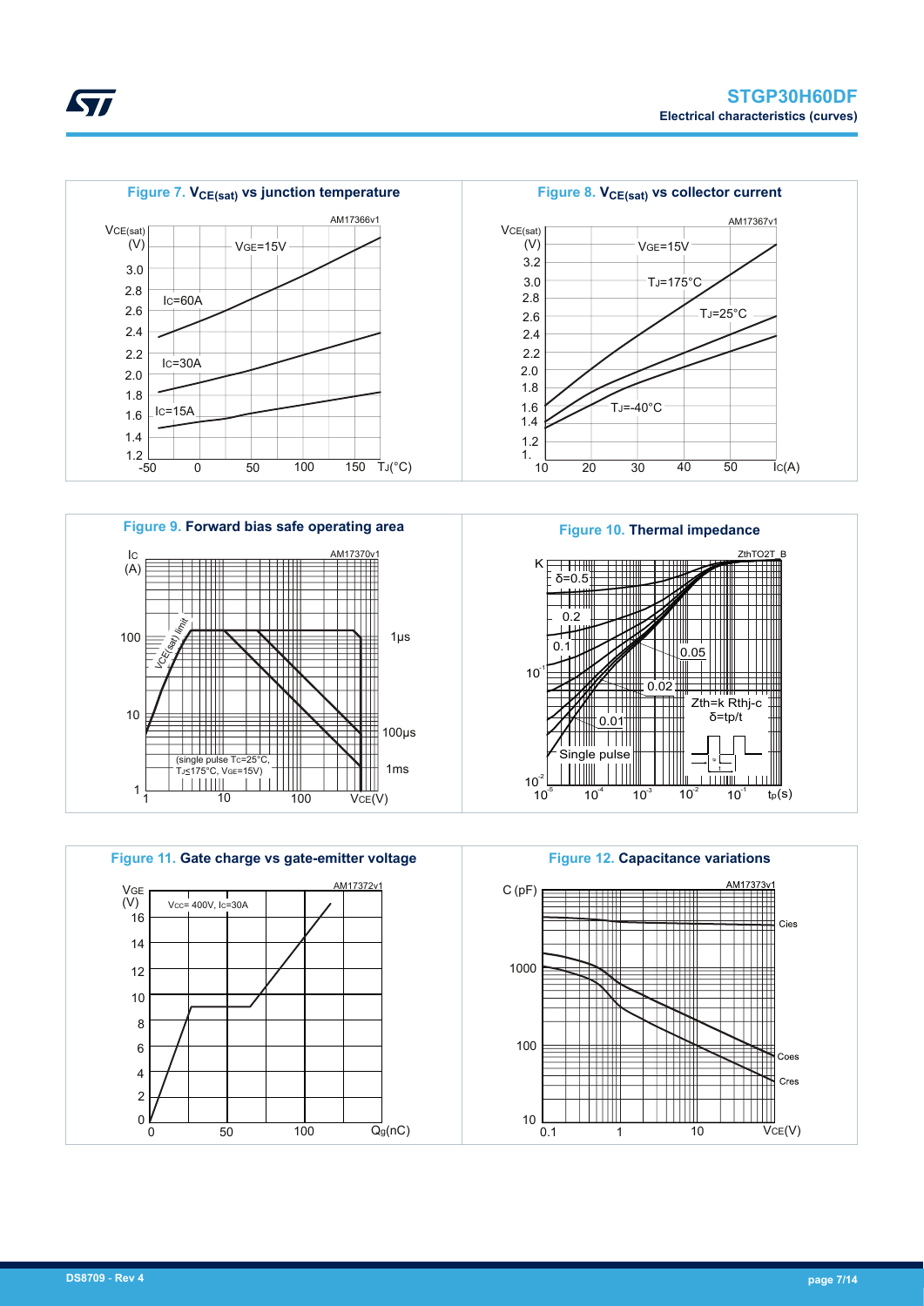Figure 7. $V_{CE(sat)}$ vs junction temperature

Figure 8. $V_{CE(sat)}$ vs collector current

Figure 9. Forward bias safe operating area

Figure 10. Thermal impedance

Figure 11. Gate charge vs gate-emitter voltage

Figure 12. Capacitance variations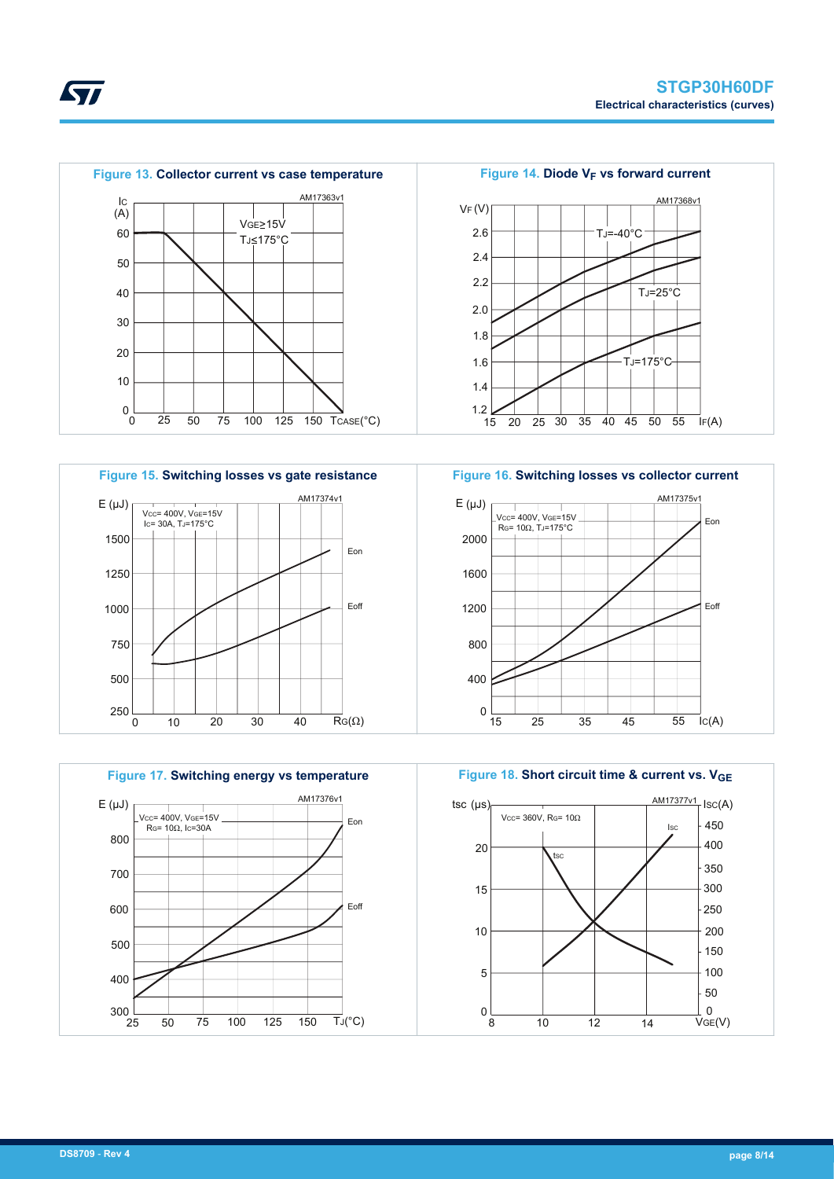**Figure 13.** Collector current vs case temperature

**Figure 14.** Diode $V_F$ vs forward current

**Figure 15.** Switching losses vs gate resistance

**Figure 16.** Switching losses vs collector current

**Figure 17.** Switching energy vs temperature

**Figure 18.** Short circuit time & current vs. $V_{GE}$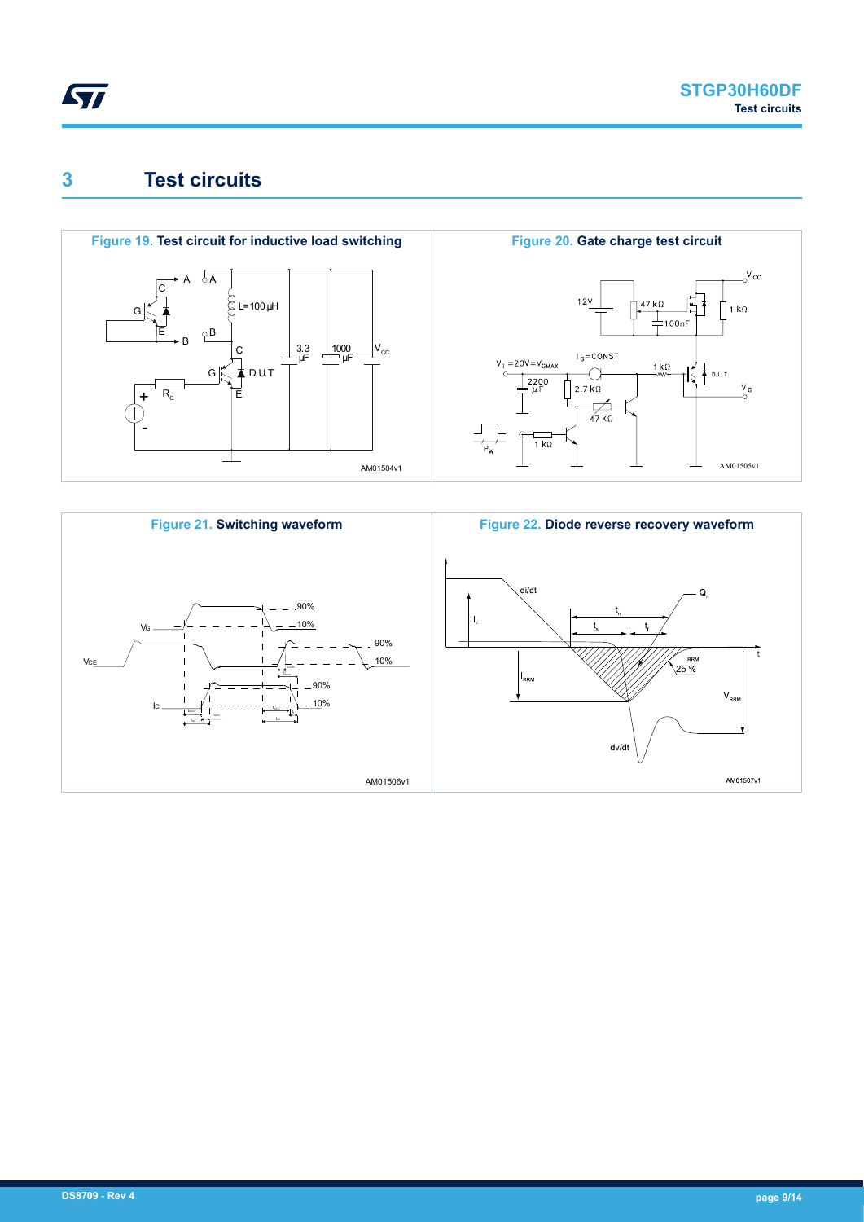# 3 Test circuits

**Figure 19. Test circuit for inductive load switching**

**Figure 20. Gate charge test circuit**

**Figure 21. Switching waveform**

**Figure 22. Diode reverse recovery waveform**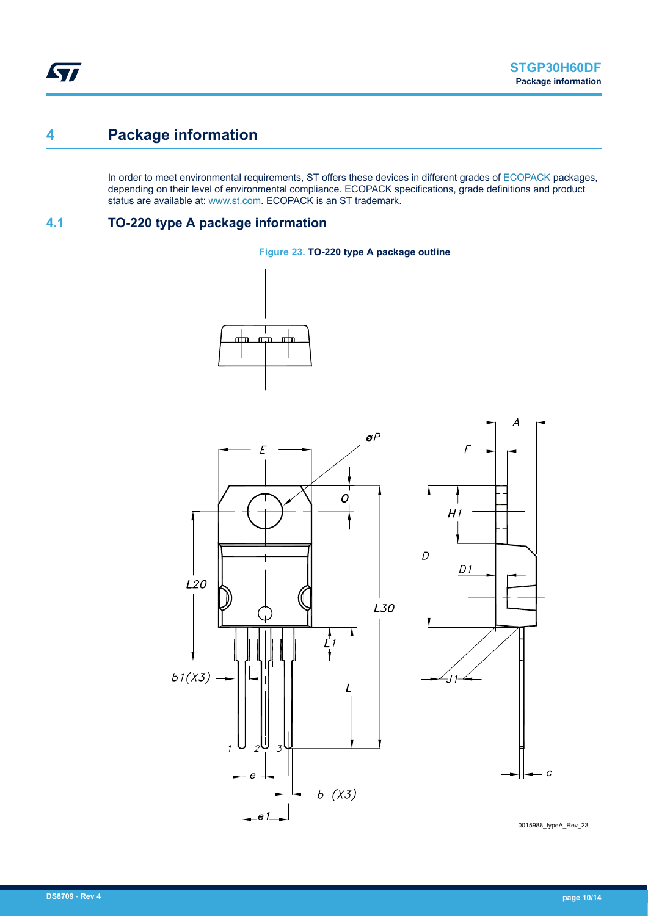# 4 Package information

In order to meet environmental requirements, ST offers these devices in different grades of ECOPACK packages, depending on their level of environmental compliance. ECOPACK specifications, grade definitions and product status are available at: www.st.com. ECOPACK is an ST trademark.

## 4.1 TO-220 type A package information

**Figure 23. TO-220 type A package outline**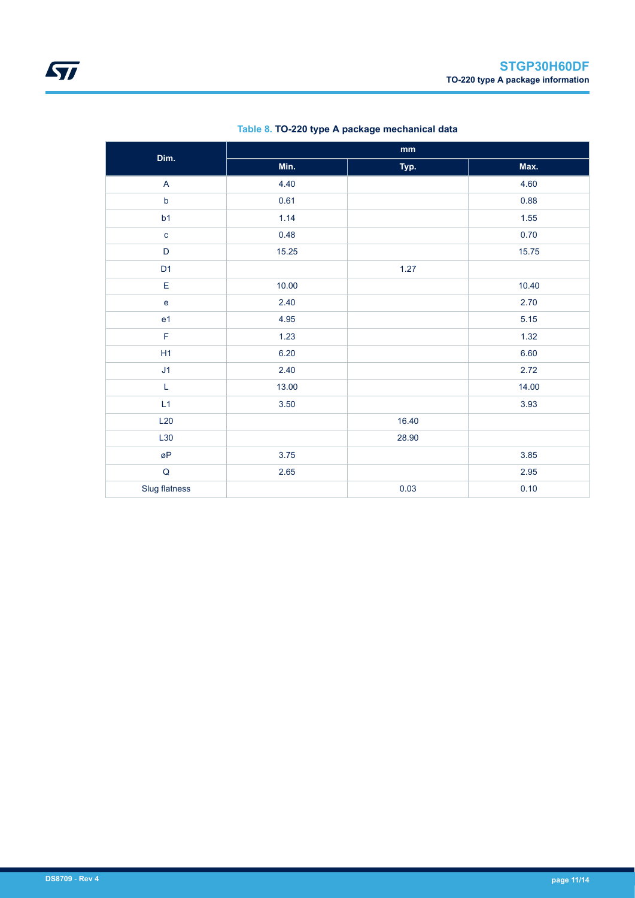Table 8. **TO-220 type A package mechanical data**

| Dim. | mm | | |
|---|---|---|---|
| | Min. | Typ. | Max. |
| A | 4.40 | | 4.60 |
| b | 0.61 | | 0.88 |
| b1 | 1.14 | | 1.55 |
| c | 0.48 | | 0.70 |
| D | 15.25 | | 15.75 |
| D1 | | 1.27 | |
| E | 10.00 | | 10.40 |
| e | 2.40 | | 2.70 |
| e1 | 4.95 | | 5.15 |
| F | 1.23 | | 1.32 |
| H1 | 6.20 | | 6.60 |
| J1 | 2.40 | | 2.72 |
| L | 13.00 | | 14.00 |
| L1 | 3.50 | | 3.93 |
| L20 | | 16.40 | |
| L30 | | 28.90 | |
| øP | 3.75 | | 3.85 |
| Q | 2.65 | | 2.95 |
| Slug flatness | | 0.03 | 0.10 |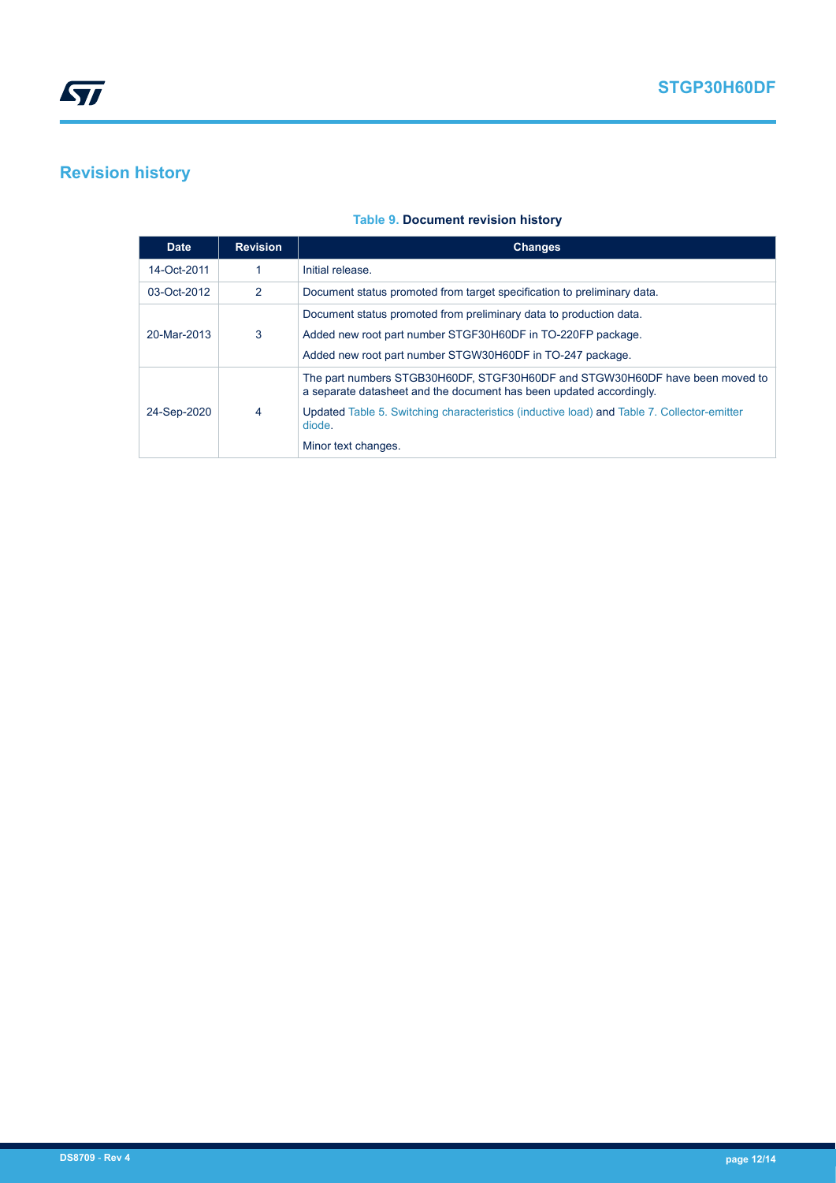# Revision history

**Table 9. Document revision history**

| Date | Revision | Changes |
|---|---|---|
| 14-Oct-2011 | 1 | Initial release. |
| 03-Oct-2012 | 2 | Document status promoted from target specification to preliminary data. |
| 20-Mar-2013 | 3 | Document status promoted from preliminary data to production data.<br>Added new root part number STGF30H60DF in TO-220FP package.<br>Added new root part number STGW30H60DF in TO-247 package. |
| 24-Sep-2020 | 4 | The part numbers STGB30H60DF, STGF30H60DF and STGW30H60DF have been moved to a separate datasheet and the document has been updated accordingly.<br>Updated Table 5. Switching characteristics (inductive load) and Table 7. Collector-emitter diode.<br>Minor text changes. |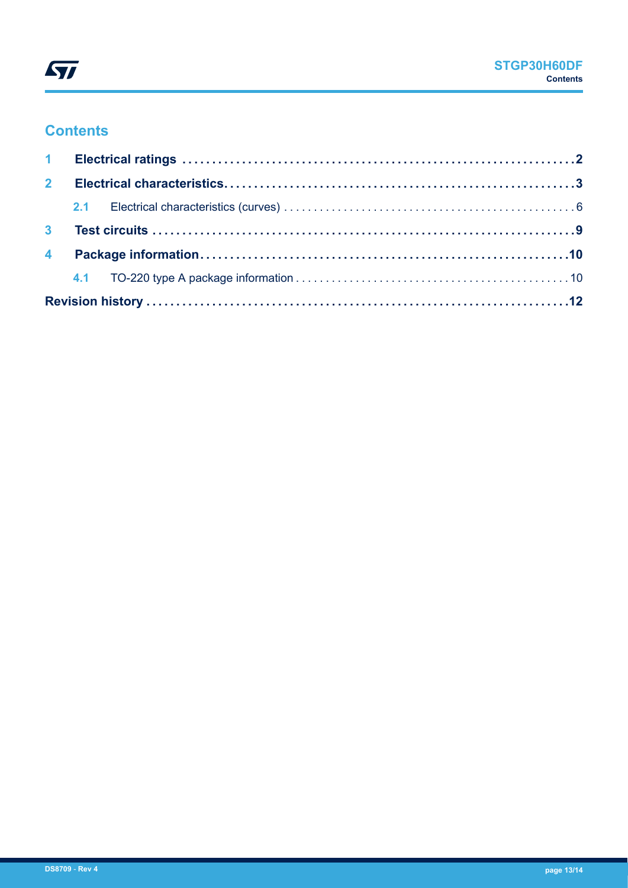## Contents

**1 Electrical ratings** .................................................................. **2**

**2 Electrical characteristics** ........................................................... **3**

2.1 Electrical characteristics (curves) ................................................. 6

**3 Test circuits** ......................................................................... **9**

**4 Package information** ............................................................... **10**

4.1 TO-220 type A package information ............................................... 10

**Revision history** ...................................................................... **12**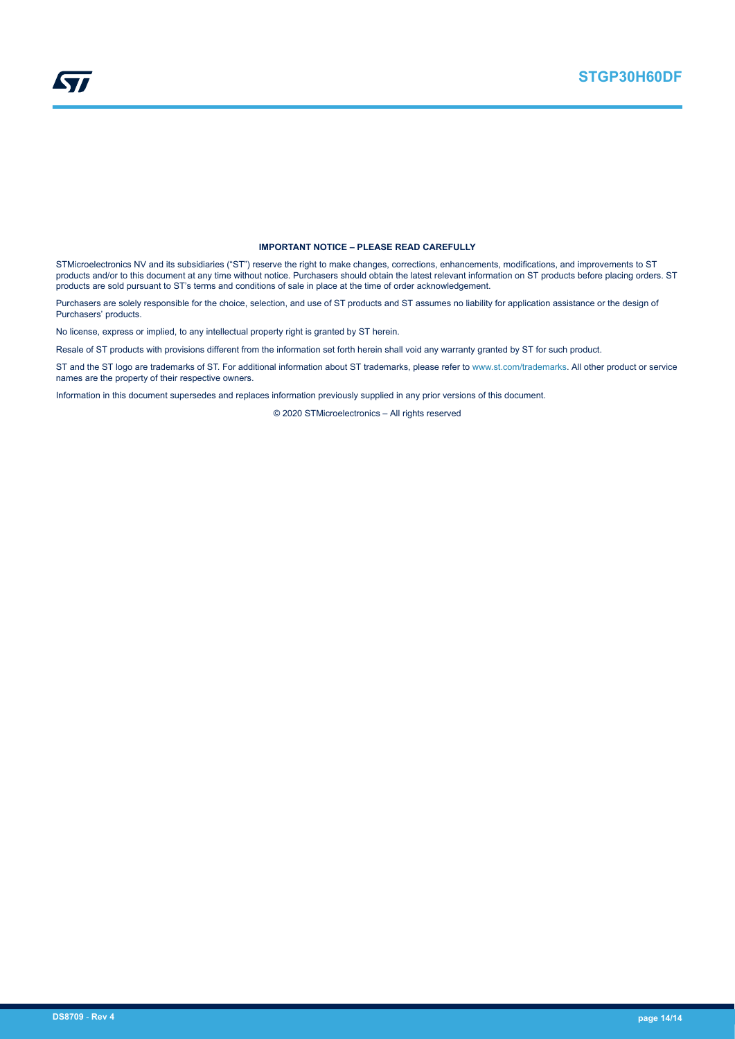**IMPORTANT NOTICE – PLEASE READ CAREFULLY**

STMicroelectronics NV and its subsidiaries ("ST") reserve the right to make changes, corrections, enhancements, modifications, and improvements to ST products and/or to this document at any time without notice. Purchasers should obtain the latest relevant information on ST products before placing orders. ST products are sold pursuant to ST's terms and conditions of sale in place at the time of order acknowledgement.

Purchasers are solely responsible for the choice, selection, and use of ST products and ST assumes no liability for application assistance or the design of Purchasers' products.

No license, express or implied, to any intellectual property right is granted by ST herein.

Resale of ST products with provisions different from the information set forth herein shall void any warranty granted by ST for such product.

ST and the ST logo are trademarks of ST. For additional information about ST trademarks, please refer to www.st.com/trademarks. All other product or service names are the property of their respective owners.

Information in this document supersedes and replaces information previously supplied in any prior versions of this document.

© 2020 STMicroelectronics – All rights reserved